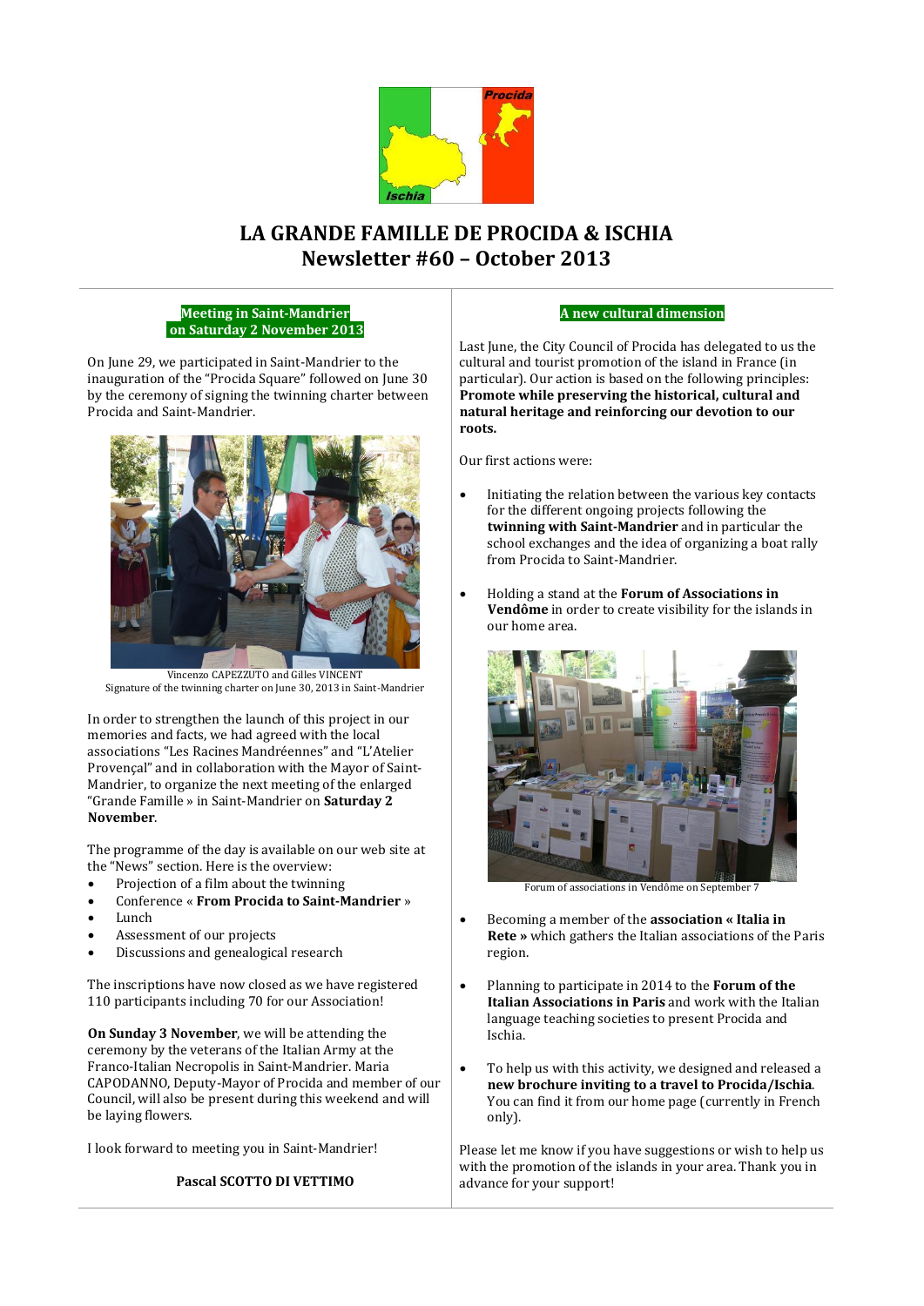# LA GRANDE FAMILLE DE PROCIDA & ISCHIA
# Newsletter #60 – October 2013

## Meeting in Saint-Mandrier on Saturday 2 November 2013

On June 29, we participated in Saint-Mandrier to the inauguration of the "Procida Square" followed on June 30 by the ceremony of signing the twinning charter between Procida and Saint-Mandrier.

Vincenzo CAPEZZUTO and Gilles VINCENT
Signature of the twinning charter on June 30, 2013 in Saint-Mandrier

In order to strengthen the launch of this project in our memories and facts, we had agreed with the local associations "Les Racines Mandréennes" and "L'Atelier Provençal" and in collaboration with the Mayor of Saint-Mandrier, to organize the next meeting of the enlarged "Grande Famille » in Saint-Mandrier on **Saturday 2 November**.

The programme of the day is available on our web site at the "News" section. Here is the overview:

- Projection of a film about the twinning
- Conference « **From Procida to Saint-Mandrier** »
- Lunch
- Assessment of our projects
- Discussions and genealogical research

The inscriptions have now closed as we have registered 110 participants including 70 for our Association!

**On Sunday 3 November**, we will be attending the ceremony by the veterans of the Italian Army at the Franco-Italian Necropolis in Saint-Mandrier. Maria CAPODANNO, Deputy-Mayor of Procida and member of our Council, will also be present during this weekend and will be laying flowers.

I look forward to meeting you in Saint-Mandrier!

**Pascal SCOTTO DI VETTIMO**

## A new cultural dimension

Last June, the City Council of Procida has delegated to us the cultural and tourist promotion of the island in France (in particular). Our action is based on the following principles: **Promote while preserving the historical, cultural and natural heritage and reinforcing our devotion to our roots.**

Our first actions were:

- Initiating the relation between the various key contacts for the different ongoing projects following the **twinning with Saint-Mandrier** and in particular the school exchanges and the idea of organizing a boat rally from Procida to Saint-Mandrier.
- Holding a stand at the **Forum of Associations in Vendôme** in order to create visibility for the islands in our home area.

Forum of associations in Vendôme on September 7

- Becoming a member of the **association « Italia in Rete »** which gathers the Italian associations of the Paris region.
- Planning to participate in 2014 to the **Forum of the Italian Associations in Paris** and work with the Italian language teaching societies to present Procida and Ischia.
- To help us with this activity, we designed and released a **new brochure inviting to a travel to Procida/Ischia**. You can find it from our home page (currently in French only).

Please let me know if you have suggestions or wish to help us with the promotion of the islands in your area. Thank you in advance for your support!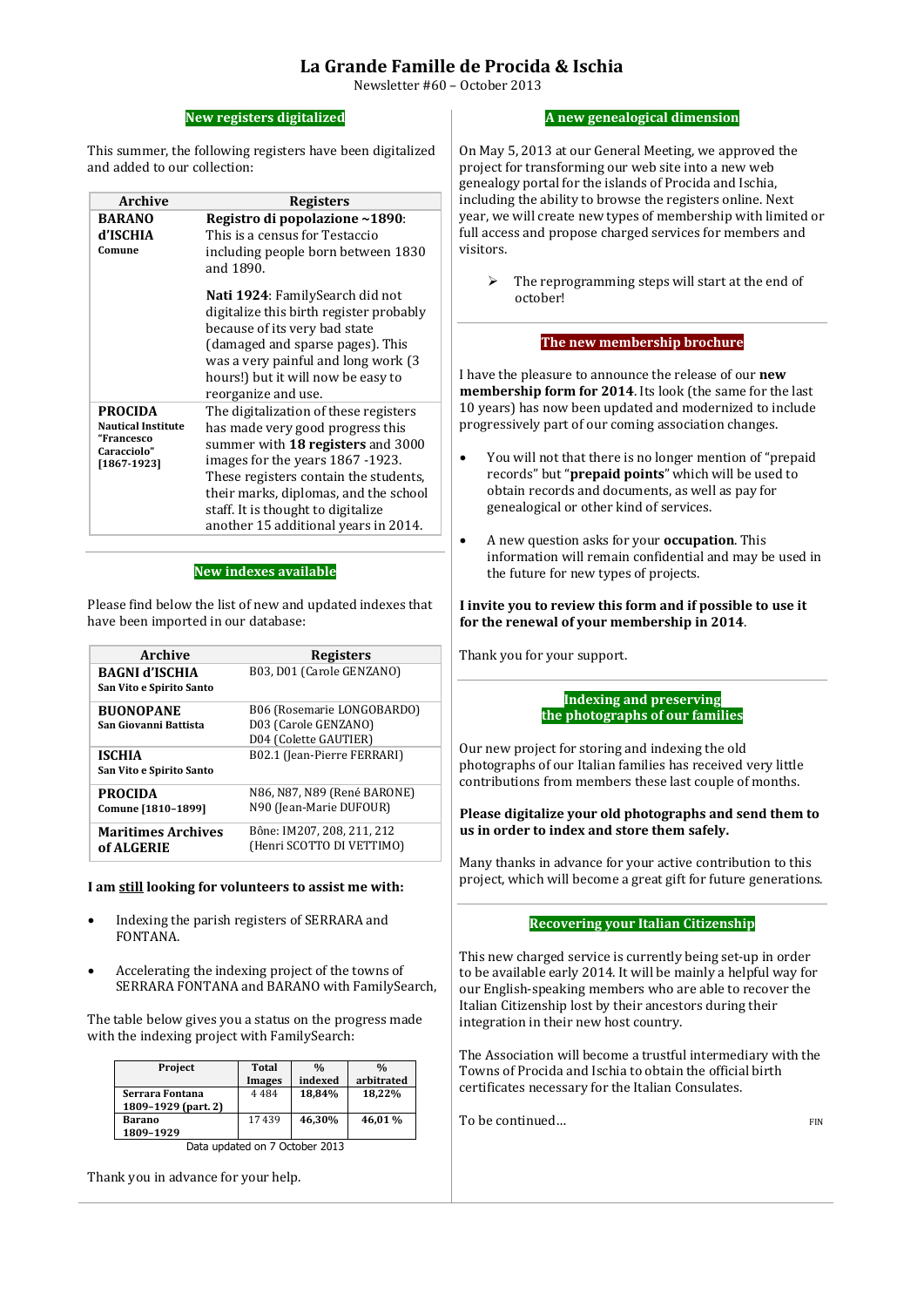# La Grande Famille de Procida & Ischia

Newsletter #60 – October 2013

## New registers digitalized

This summer, the following registers have been digitalized and added to our collection:

| Archive | Registers |
|---|---|
| **BARANO d'ISCHIA** **Comune** | **Registro di popolazione ~1890**: This is a census for Testaccio including people born between 1830 and 1890.<br><br>**Nati 1924**: FamilySearch did not digitalize this birth register probably because of its very bad state (damaged and sparse pages). This was a very painful and long work (3 hours!) but it will now be easy to reorganize and use. |
| **PROCIDA** **Nautical Institute "Francesco Caracciolo" [1867-1923]** | The digitalization of these registers has made very good progress this summer with **18 registers** and 3000 images for the years 1867 -1923. These registers contain the students, their marks, diplomas, and the school staff. It is thought to digitalize another 15 additional years in 2014. |

## New indexes available

Please find below the list of new and updated indexes that have been imported in our database:

| Archive | Registers |
|---|---|
| **BAGNI d'ISCHIA** **San Vito e Spirito Santo** | B03, D01 (Carole GENZANO) |
| **BUONOPANE** **San Giovanni Battista** | B06 (Rosemarie LONGOBARDO)<br>D03 (Carole GENZANO)<br>D04 (Colette GAUTIER) |
| **ISCHIA** **San Vito e Spirito Santo** | B02.1 (Jean-Pierre FERRARI) |
| **PROCIDA** **Comune [1810–1899]** | N86, N87, N89 (René BARONE)<br>N90 (Jean-Marie DUFOUR) |
| **Maritimes Archives of ALGERIE** | Bône: IM207, 208, 211, 212 (Henri SCOTTO DI VETTIMO) |

**I am <u>still</u> looking for volunteers to assist me with:**

- Indexing the parish registers of SERRARA and FONTANA.
- Accelerating the indexing project of the towns of SERRARA FONTANA and BARANO with FamilySearch,

The table below gives you a status on the progress made with the indexing project with FamilySearch:

| Project | Total Images | % indexed | % arbitrated |
|---|---|---|---|
| **Serrara Fontana 1809–1929 (part. 2)** | 4 484 | **18,84%** | **18,22%** |
| **Barano 1809–1929** | 17 439 | **46,30%** | **46,01 %** |

Data updated on 7 October 2013

Thank you in advance for your help.

## A new genealogical dimension

On May 5, 2013 at our General Meeting, we approved the project for transforming our web site into a new web genealogy portal for the islands of Procida and Ischia, including the ability to browse the registers online. Next year, we will create new types of membership with limited or full access and propose charged services for members and visitors.

- ➢ The reprogramming steps will start at the end of october!

## The new membership brochure

I have the pleasure to announce the release of our **new membership form for 2014**. Its look (the same for the last 10 years) has now been updated and modernized to include progressively part of our coming association changes.

- You will not that there is no longer mention of "prepaid records" but "**prepaid points**" which will be used to obtain records and documents, as well as pay for genealogical or other kind of services.
- A new question asks for your **occupation**. This information will remain confidential and may be used in the future for new types of projects.

**I invite you to review this form and if possible to use it for the renewal of your membership in 2014**.

Thank you for your support.

## Indexing and preserving the photographs of our families

Our new project for storing and indexing the old photographs of our Italian families has received very little contributions from members these last couple of months.

**Please digitalize your old photographs and send them to us in order to index and store them safely.**

Many thanks in advance for your active contribution to this project, which will become a great gift for future generations.

## Recovering your Italian Citizenship

This new charged service is currently being set-up in order to be available early 2014. It will be mainly a helpful way for our English-speaking members who are able to recover the Italian Citizenship lost by their ancestors during their integration in their new host country.

The Association will become a trustful intermediary with the Towns of Procida and Ischia to obtain the official birth certificates necessary for the Italian Consulates.

To be continued…

FIN